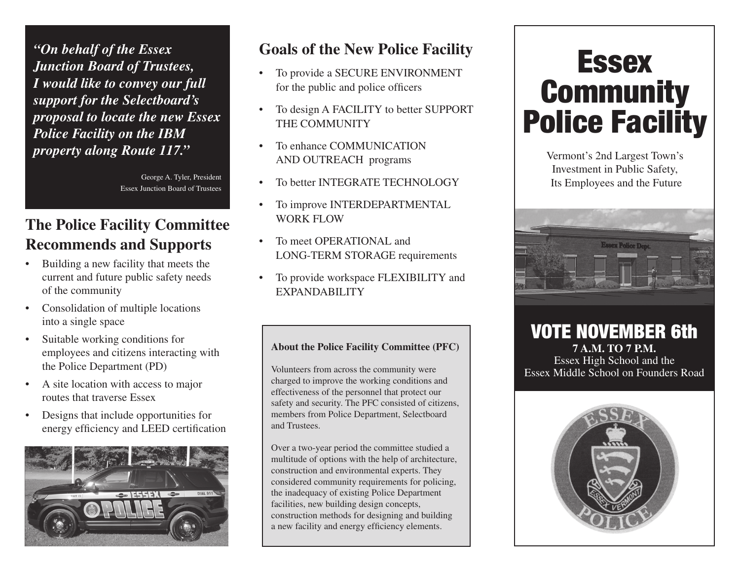*"On behalf of the Essex Junction Board of Trustees, I would like to convey our full support for the Selectboard's proposal to locate the new Essex Police Facility on the IBM property along Route 117."*

George A. Tyler, President
Essex Junction Board of Trustees

## The Police Facility Committee Recommends and Supports

- Building a new facility that meets the current and future public safety needs of the community
- Consolidation of multiple locations into a single space
- Suitable working conditions for employees and citizens interacting with the Police Department (PD)
- A site location with access to major routes that traverse Essex
- Designs that include opportunities for energy efficiency and LEED certification

## Goals of the New Police Facility

- To provide a SECURE ENVIRONMENT for the public and police officers
- To design A FACILITY to better SUPPORT THE COMMUNITY
- To enhance COMMUNICATION AND OUTREACH programs
- To better INTEGRATE TECHNOLOGY
- To improve INTERDEPARTMENTAL WORK FLOW
- To meet OPERATIONAL and LONG-TERM STORAGE requirements
- To provide workspace FLEXIBILITY and EXPANDABILITY

**About the Police Facility Committee (PFC)**

Volunteers from across the community were charged to improve the working conditions and effectiveness of the personnel that protect our safety and security. The PFC consisted of citizens, members from Police Department, Selectboard and Trustees.

Over a two-year period the committee studied a multitude of options with the help of architecture, construction and environmental experts. They considered community requirements for policing, the inadequacy of existing Police Department facilities, new building design concepts, construction methods for designing and building a new facility and energy efficiency elements.

# Essex Community Police Facility

Vermont's 2nd Largest Town's Investment in Public Safety, Its Employees and the Future

## VOTE NOVEMBER 6th

**7 A.M. TO 7 P.M.**

Essex High School and the Essex Middle School on Founders Road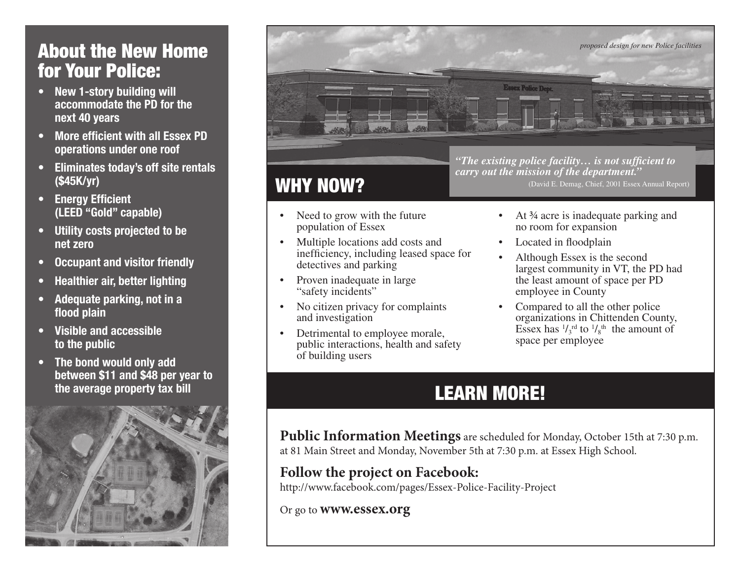## About the New Home for Your Police:

- New 1-story building will accommodate the PD for the next 40 years
- More efficient with all Essex PD operations under one roof
- Eliminates today's off site rentals ($45K/yr)
- Energy Efficient (LEED "Gold" capable)
- Utility costs projected to be net zero
- Occupant and visitor friendly
- Healthier air, better lighting
- Adequate parking, not in a flood plain
- Visible and accessible to the public
- The bond would only add between $11 and $48 per year to the average property tax bill

*proposed design for new Police facilities*

Essex Police Dept.

## WHY NOW?

***"The existing police facility… is not sufficient to carry out the mission of the department."***
(David E. Demag, Chief, 2001 Essex Annual Report)

- Need to grow with the future population of Essex
- Multiple locations add costs and inefficiency, including leased space for detectives and parking
- Proven inadequate in large "safety incidents"
- No citizen privacy for complaints and investigation
- Detrimental to employee morale, public interactions, health and safety of building users
- At ¾ acre is inadequate parking and no room for expansion
- Located in floodplain
- Although Essex is the second largest community in VT, the PD had the least amount of space per PD employee in County
- Compared to all the other police organizations in Chittenden County, Essex has 1/3rd to 1/8th the amount of space per employee

## LEARN MORE!

**Public Information Meetings** are scheduled for Monday, October 15th at 7:30 p.m. at 81 Main Street and Monday, November 5th at 7:30 p.m. at Essex High School.

**Follow the project on Facebook:**
http://www.facebook.com/pages/Essex-Police-Facility-Project

Or go to **www.essex.org**